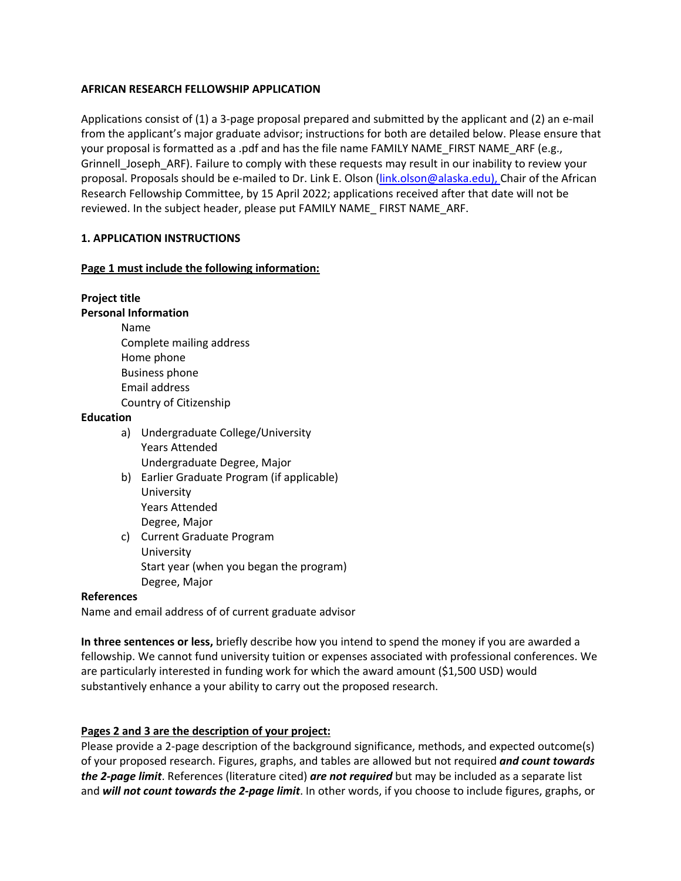**AFRICAN RESEARCH FELLOWSHIP APPLICATION**

Applications consist of (1) a 3-page proposal prepared and submitted by the applicant and (2) an e-mail from the applicant's major graduate advisor; instructions for both are detailed below. Please ensure that your proposal is formatted as a .pdf and has the file name FAMILY NAME_FIRST NAME_ARF (e.g., Grinnell_Joseph_ARF). Failure to comply with these requests may result in our inability to review your proposal. Proposals should be e-mailed to Dr. Link E. Olson (link.olson@alaska.edu), Chair of the African Research Fellowship Committee, by 15 April 2022; applications received after that date will not be reviewed. In the subject header, please put FAMILY NAME_ FIRST NAME_ARF.

**1. APPLICATION INSTRUCTIONS**

**Page 1 must include the following information:**

**Project title**
**Personal Information**

- Name
- Complete mailing address
- Home phone
- Business phone
- Email address
- Country of Citizenship

**Education**

a) Undergraduate College/University
   Years Attended
   Undergraduate Degree, Major

b) Earlier Graduate Program (if applicable)
   University
   Years Attended
   Degree, Major

c) Current Graduate Program
   University
   Start year (when you began the program)
   Degree, Major

**References**
Name and email address of of current graduate advisor

**In three sentences or less,** briefly describe how you intend to spend the money if you are awarded a fellowship. We cannot fund university tuition or expenses associated with professional conferences. We are particularly interested in funding work for which the award amount ($1,500 USD) would substantively enhance a your ability to carry out the proposed research.

**Pages 2 and 3 are the description of your project:**
Please provide a 2-page description of the background significance, methods, and expected outcome(s) of your proposed research. Figures, graphs, and tables are allowed but not required ***and count towards the 2-page limit***. References (literature cited) ***are not required*** but may be included as a separate list and ***will not count towards the 2-page limit***. In other words, if you choose to include figures, graphs, or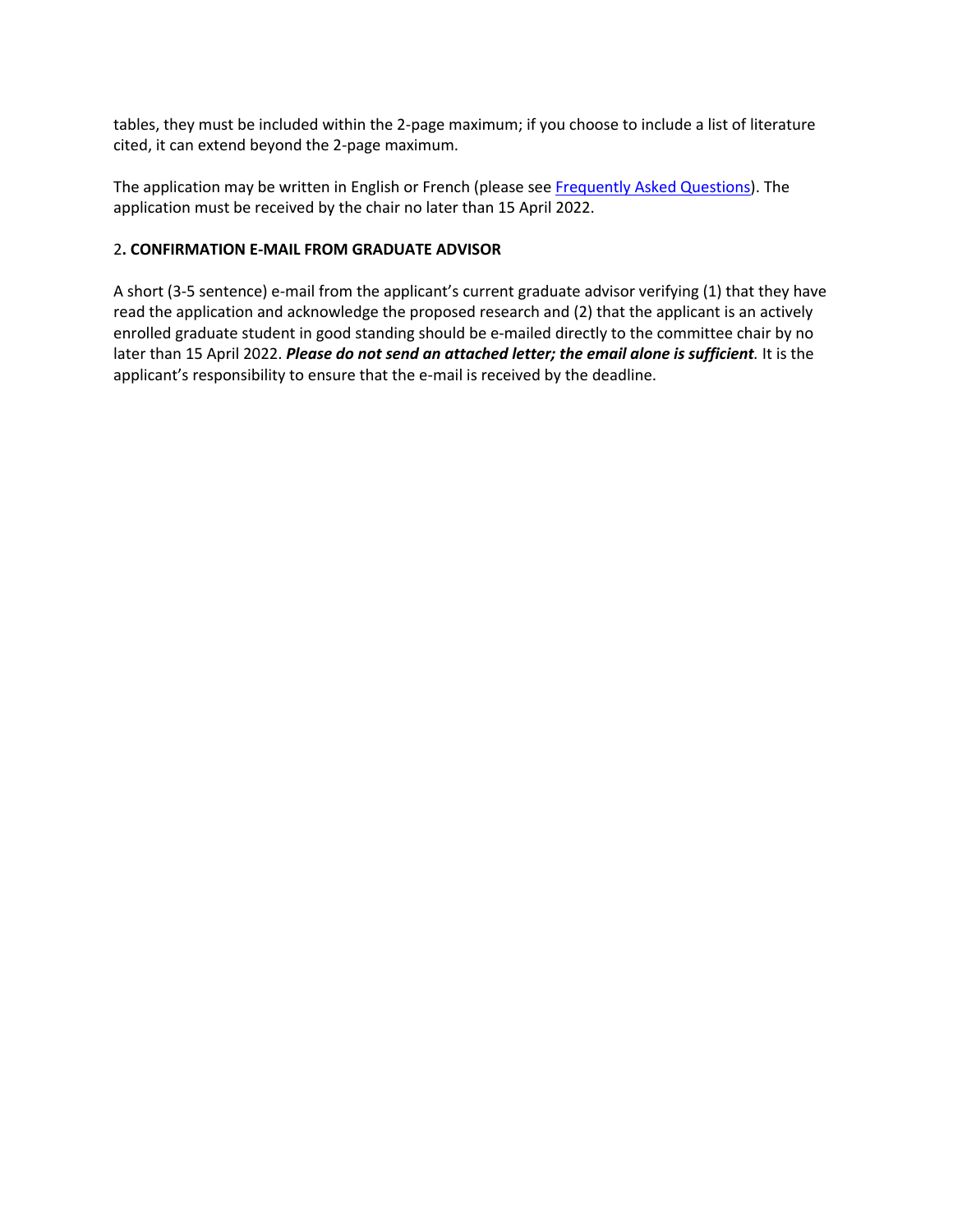tables, they must be included within the 2-page maximum; if you choose to include a list of literature cited, it can extend beyond the 2-page maximum.

The application may be written in English or French (please see [Frequently Asked Questions]). The application must be received by the chair no later than 15 April 2022.

## 2. CONFIRMATION E-MAIL FROM GRADUATE ADVISOR

A short (3-5 sentence) e-mail from the applicant's current graduate advisor verifying (1) that they have read the application and acknowledge the proposed research and (2) that the applicant is an actively enrolled graduate student in good standing should be e-mailed directly to the committee chair by no later than 15 April 2022. ***Please do not send an attached letter; the email alone is sufficient.*** It is the applicant's responsibility to ensure that the e-mail is received by the deadline.